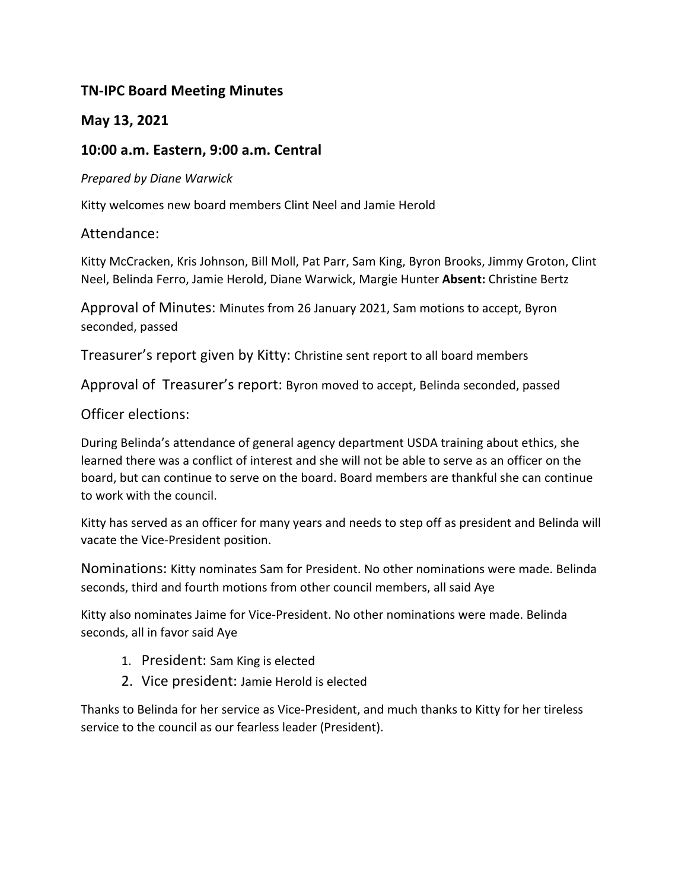**TN-IPC Board Meeting Minutes**

**May 13, 2021**

**10:00 a.m. Eastern, 9:00 a.m. Central**

*Prepared by Diane Warwick*

Kitty welcomes new board members Clint Neel and Jamie Herold

## Attendance:

Kitty McCracken, Kris Johnson, Bill Moll, Pat Parr, Sam King, Byron Brooks, Jimmy Groton, Clint Neel, Belinda Ferro, Jamie Herold, Diane Warwick, Margie Hunter **Absent:** Christine Bertz

## Approval of Minutes: Minutes from 26 January 2021, Sam motions to accept, Byron seconded, passed

## Treasurer's report given by Kitty: Christine sent report to all board members

## Approval of Treasurer's report: Byron moved to accept, Belinda seconded, passed

## Officer elections:

During Belinda's attendance of general agency department USDA training about ethics, she learned there was a conflict of interest and she will not be able to serve as an officer on the board, but can continue to serve on the board. Board members are thankful she can continue to work with the council.

Kitty has served as an officer for many years and needs to step off as president and Belinda will vacate the Vice-President position.

**Nominations:** Kitty nominates Sam for President. No other nominations were made. Belinda seconds, third and fourth motions from other council members, all said Aye

Kitty also nominates Jaime for Vice-President. No other nominations were made. Belinda seconds, all in favor said Aye

1. President: Sam King is elected
2. Vice president: Jamie Herold is elected

Thanks to Belinda for her service as Vice-President, and much thanks to Kitty for her tireless service to the council as our fearless leader (President).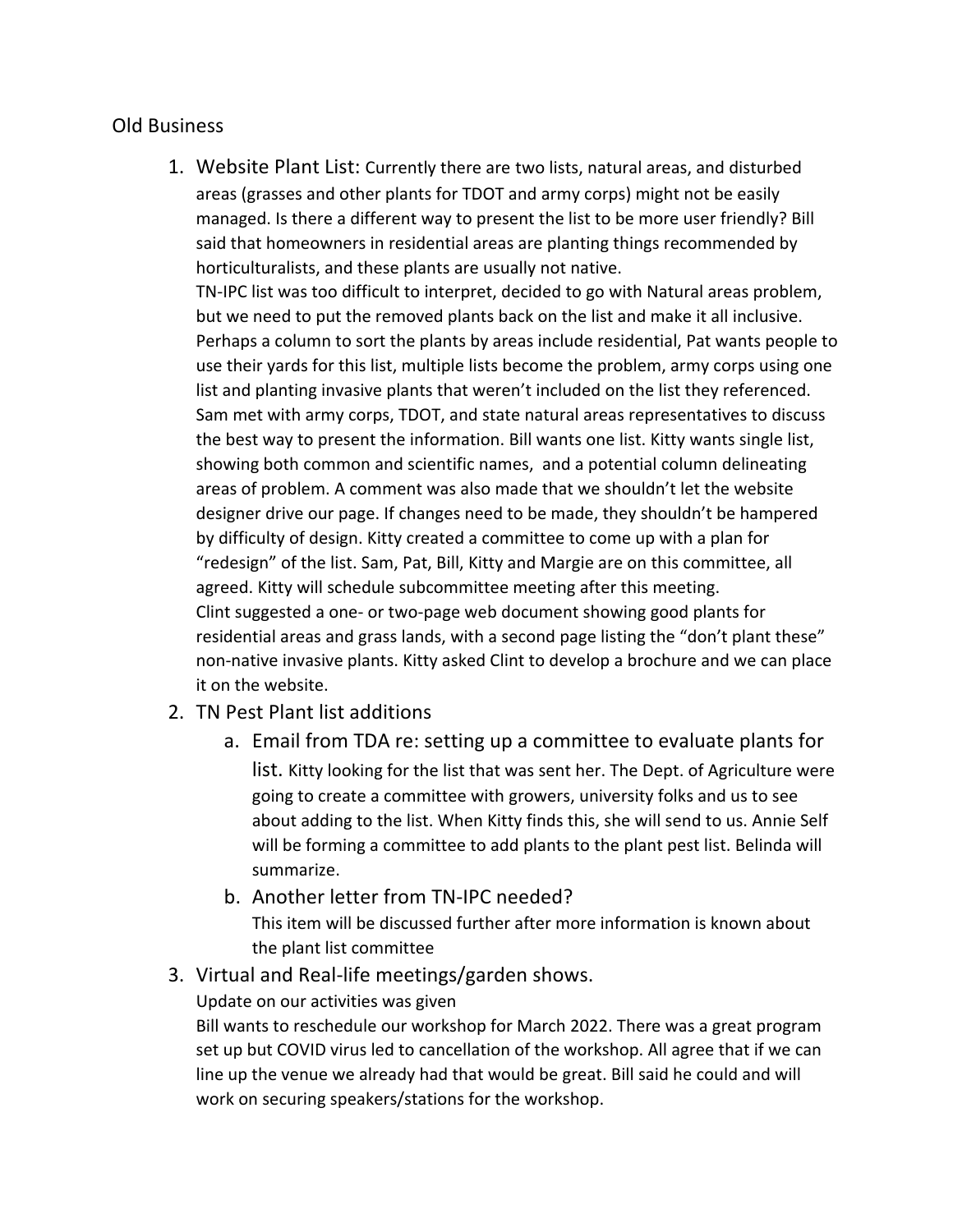## Old Business

1. Website Plant List: Currently there are two lists, natural areas, and disturbed areas (grasses and other plants for TDOT and army corps) might not be easily managed. Is there a different way to present the list to be more user friendly? Bill said that homeowners in residential areas are planting things recommended by horticulturalists, and these plants are usually not native.
   TN-IPC list was too difficult to interpret, decided to go with Natural areas problem, but we need to put the removed plants back on the list and make it all inclusive. Perhaps a column to sort the plants by areas include residential, Pat wants people to use their yards for this list, multiple lists become the problem, army corps using one list and planting invasive plants that weren't included on the list they referenced. Sam met with army corps, TDOT, and state natural areas representatives to discuss the best way to present the information. Bill wants one list. Kitty wants single list, showing both common and scientific names, and a potential column delineating areas of problem. A comment was also made that we shouldn't let the website designer drive our page. If changes need to be made, they shouldn't be hampered by difficulty of design. Kitty created a committee to come up with a plan for "redesign" of the list. Sam, Pat, Bill, Kitty and Margie are on this committee, all agreed. Kitty will schedule subcommittee meeting after this meeting.
   Clint suggested a one- or two-page web document showing good plants for residential areas and grass lands, with a second page listing the "don't plant these" non-native invasive plants. Kitty asked Clint to develop a brochure and we can place it on the website.
2. TN Pest Plant list additions
   a. Email from TDA re: setting up a committee to evaluate plants for list. Kitty looking for the list that was sent her. The Dept. of Agriculture were going to create a committee with growers, university folks and us to see about adding to the list. When Kitty finds this, she will send to us. Annie Self will be forming a committee to add plants to the plant pest list. Belinda will summarize.
   b. Another letter from TN-IPC needed?
      This item will be discussed further after more information is known about the plant list committee
3. Virtual and Real-life meetings/garden shows.
   Update on our activities was given
   Bill wants to reschedule our workshop for March 2022. There was a great program set up but COVID virus led to cancellation of the workshop. All agree that if we can line up the venue we already had that would be great. Bill said he could and will work on securing speakers/stations for the workshop.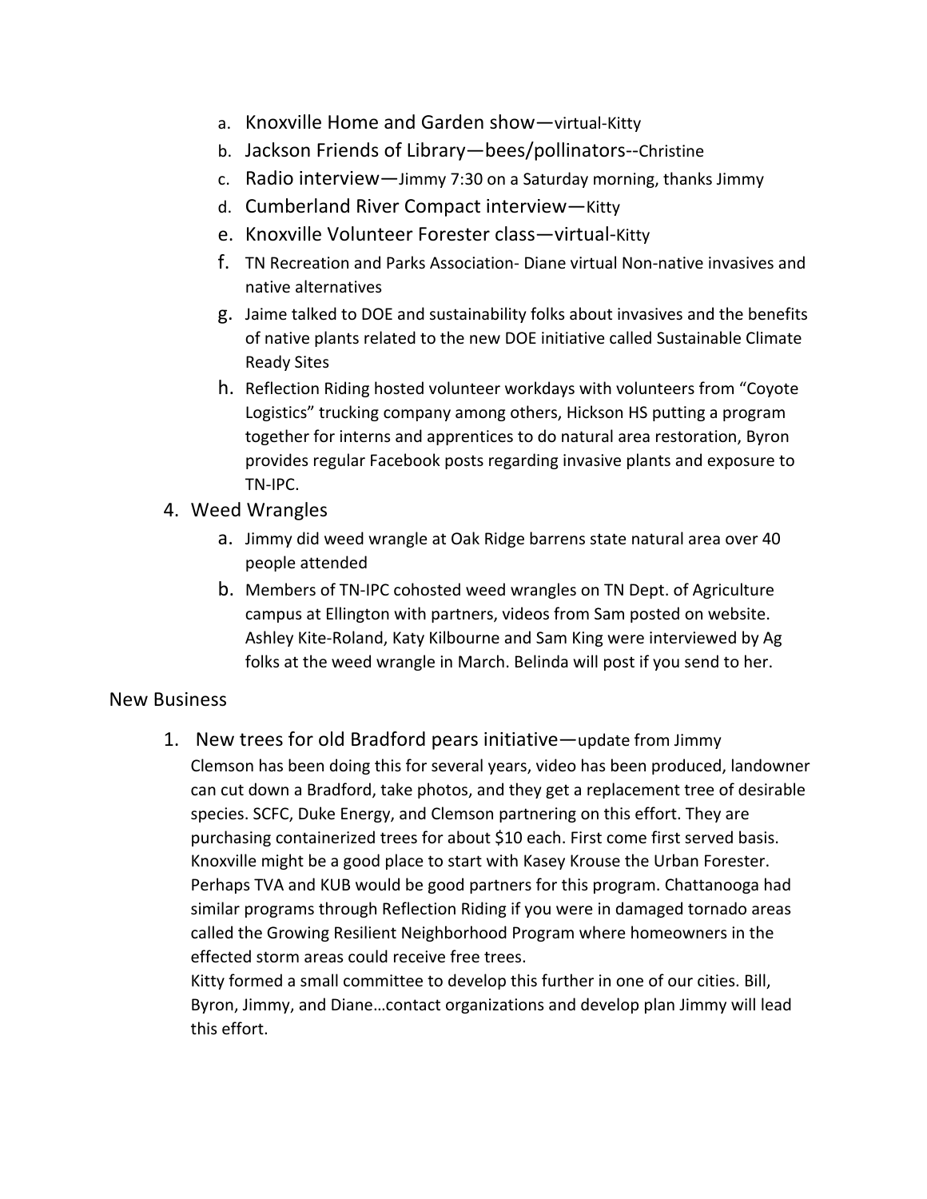a. Knoxville Home and Garden show—virtual-Kitty
   b. Jackson Friends of Library—bees/pollinators--Christine
   c. Radio interview—Jimmy 7:30 on a Saturday morning, thanks Jimmy
   d. Cumberland River Compact interview—Kitty
   e. Knoxville Volunteer Forester class—virtual-Kitty
   f. TN Recreation and Parks Association- Diane virtual Non-native invasives and native alternatives
   g. Jaime talked to DOE and sustainability folks about invasives and the benefits of native plants related to the new DOE initiative called Sustainable Climate Ready Sites
   h. Reflection Riding hosted volunteer workdays with volunteers from "Coyote Logistics" trucking company among others, Hickson HS putting a program together for interns and apprentices to do natural area restoration, Byron provides regular Facebook posts regarding invasive plants and exposure to TN-IPC.

4. Weed Wrangles
   a. Jimmy did weed wrangle at Oak Ridge barrens state natural area over 40 people attended
   b. Members of TN-IPC cohosted weed wrangles on TN Dept. of Agriculture campus at Ellington with partners, videos from Sam posted on website. Ashley Kite-Roland, Katy Kilbourne and Sam King were interviewed by Ag folks at the weed wrangle in March. Belinda will post if you send to her.

## New Business

1. New trees for old Bradford pears initiative—update from Jimmy
   Clemson has been doing this for several years, video has been produced, landowner can cut down a Bradford, take photos, and they get a replacement tree of desirable species. SCFC, Duke Energy, and Clemson partnering on this effort. They are purchasing containerized trees for about $10 each. First come first served basis. Knoxville might be a good place to start with Kasey Krouse the Urban Forester. Perhaps TVA and KUB would be good partners for this program. Chattanooga had similar programs through Reflection Riding if you were in damaged tornado areas called the Growing Resilient Neighborhood Program where homeowners in the effected storm areas could receive free trees.
   Kitty formed a small committee to develop this further in one of our cities. Bill, Byron, Jimmy, and Diane…contact organizations and develop plan Jimmy will lead this effort.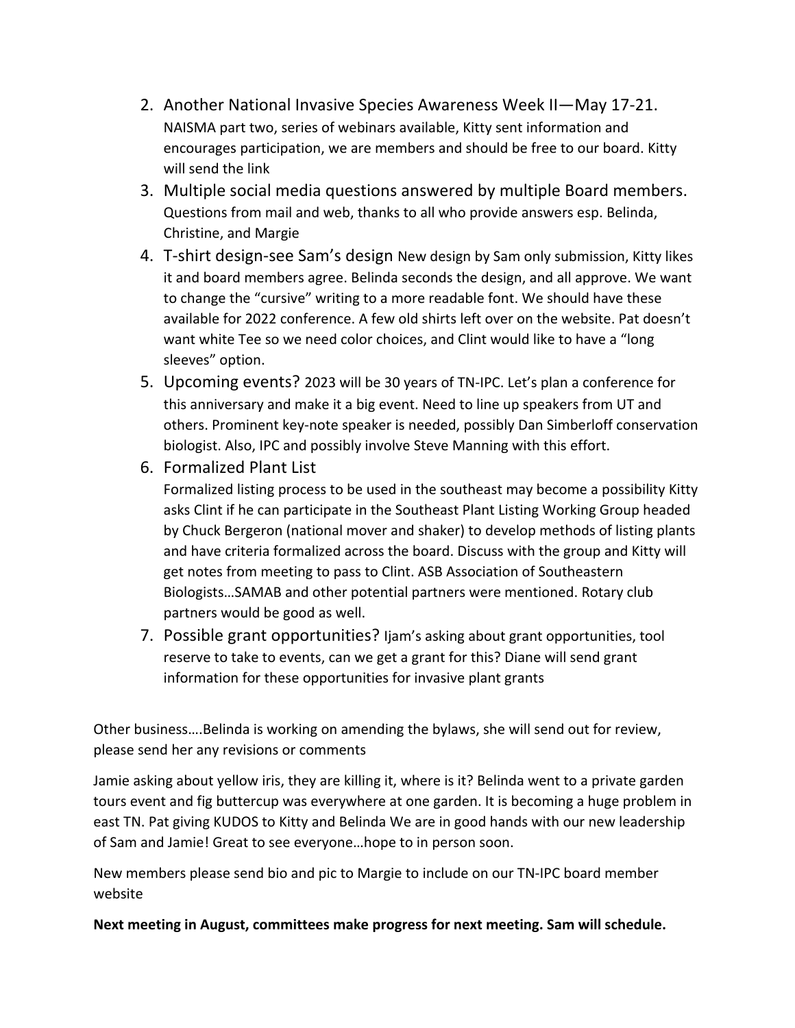2. Another National Invasive Species Awareness Week II—May 17-21. NAISMA part two, series of webinars available, Kitty sent information and encourages participation, we are members and should be free to our board. Kitty will send the link
3. Multiple social media questions answered by multiple Board members. Questions from mail and web, thanks to all who provide answers esp. Belinda, Christine, and Margie
4. T-shirt design-see Sam's design New design by Sam only submission, Kitty likes it and board members agree. Belinda seconds the design, and all approve. We want to change the "cursive" writing to a more readable font. We should have these available for 2022 conference. A few old shirts left over on the website. Pat doesn't want white Tee so we need color choices, and Clint would like to have a "long sleeves" option.
5. Upcoming events? 2023 will be 30 years of TN-IPC. Let's plan a conference for this anniversary and make it a big event. Need to line up speakers from UT and others. Prominent key-note speaker is needed, possibly Dan Simberloff conservation biologist. Also, IPC and possibly involve Steve Manning with this effort.
6. Formalized Plant List
   Formalized listing process to be used in the southeast may become a possibility Kitty asks Clint if he can participate in the Southeast Plant Listing Working Group headed by Chuck Bergeron (national mover and shaker) to develop methods of listing plants and have criteria formalized across the board. Discuss with the group and Kitty will get notes from meeting to pass to Clint. ASB Association of Southeastern Biologists…SAMAB and other potential partners were mentioned. Rotary club partners would be good as well.
7. Possible grant opportunities? Ijam's asking about grant opportunities, tool reserve to take to events, can we get a grant for this? Diane will send grant information for these opportunities for invasive plant grants

Other business….Belinda is working on amending the bylaws, she will send out for review, please send her any revisions or comments

Jamie asking about yellow iris, they are killing it, where is it? Belinda went to a private garden tours event and fig buttercup was everywhere at one garden. It is becoming a huge problem in east TN. Pat giving KUDOS to Kitty and Belinda We are in good hands with our new leadership of Sam and Jamie! Great to see everyone…hope to in person soon.

New members please send bio and pic to Margie to include on our TN-IPC board member website

**Next meeting in August, committees make progress for next meeting. Sam will schedule.**